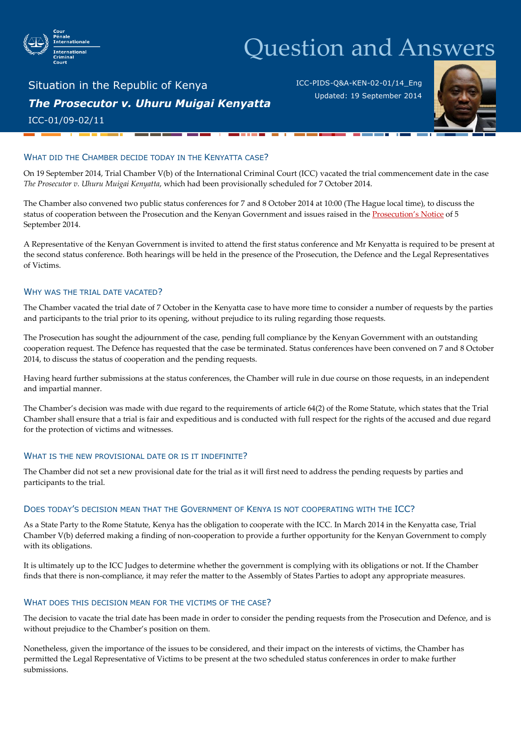Cour Pénale Internationale
International Criminal Court

# Question and Answers

Situation in the Republic of Kenya

***The Prosecutor v. Uhuru Muigai Kenyatta***

ICC-01/09-02/11

ICC-PIDS-Q&A-KEN-02-01/14_Eng
Updated: 19 September 2014

## What did the Chamber decide today in the Kenyatta case?

On 19 September 2014, Trial Chamber V(b) of the International Criminal Court (ICC) vacated the trial commencement date in the case *The Prosecutor v. Uhuru Muigai Kenyatta*, which had been provisionally scheduled for 7 October 2014.

The Chamber also convened two public status conferences for 7 and 8 October 2014 at 10:00 (The Hague local time), to discuss the status of cooperation between the Prosecution and the Kenyan Government and issues raised in the Prosecution's Notice of 5 September 2014.

A Representative of the Kenyan Government is invited to attend the first status conference and Mr Kenyatta is required to be present at the second status conference. Both hearings will be held in the presence of the Prosecution, the Defence and the Legal Representatives of Victims.

## Why was the trial date vacated?

The Chamber vacated the trial date of 7 October in the Kenyatta case to have more time to consider a number of requests by the parties and participants to the trial prior to its opening, without prejudice to its ruling regarding those requests.

The Prosecution has sought the adjournment of the case, pending full compliance by the Kenyan Government with an outstanding cooperation request. The Defence has requested that the case be terminated. Status conferences have been convened on 7 and 8 October 2014, to discuss the status of cooperation and the pending requests.

Having heard further submissions at the status conferences, the Chamber will rule in due course on those requests, in an independent and impartial manner.

The Chamber's decision was made with due regard to the requirements of article 64(2) of the Rome Statute, which states that the Trial Chamber shall ensure that a trial is fair and expeditious and is conducted with full respect for the rights of the accused and due regard for the protection of victims and witnesses.

## What is the new provisional date or is it indefinite?

The Chamber did not set a new provisional date for the trial as it will first need to address the pending requests by parties and participants to the trial.

## Does today's decision mean that the Government of Kenya is not cooperating with the ICC?

As a State Party to the Rome Statute, Kenya has the obligation to cooperate with the ICC. In March 2014 in the Kenyatta case, Trial Chamber V(b) deferred making a finding of non-cooperation to provide a further opportunity for the Kenyan Government to comply with its obligations.

It is ultimately up to the ICC Judges to determine whether the government is complying with its obligations or not. If the Chamber finds that there is non-compliance, it may refer the matter to the Assembly of States Parties to adopt any appropriate measures.

## What does this decision mean for the victims of the case?

The decision to vacate the trial date has been made in order to consider the pending requests from the Prosecution and Defence, and is without prejudice to the Chamber's position on them.

Nonetheless, given the importance of the issues to be considered, and their impact on the interests of victims, the Chamber has permitted the Legal Representative of Victims to be present at the two scheduled status conferences in order to make further submissions.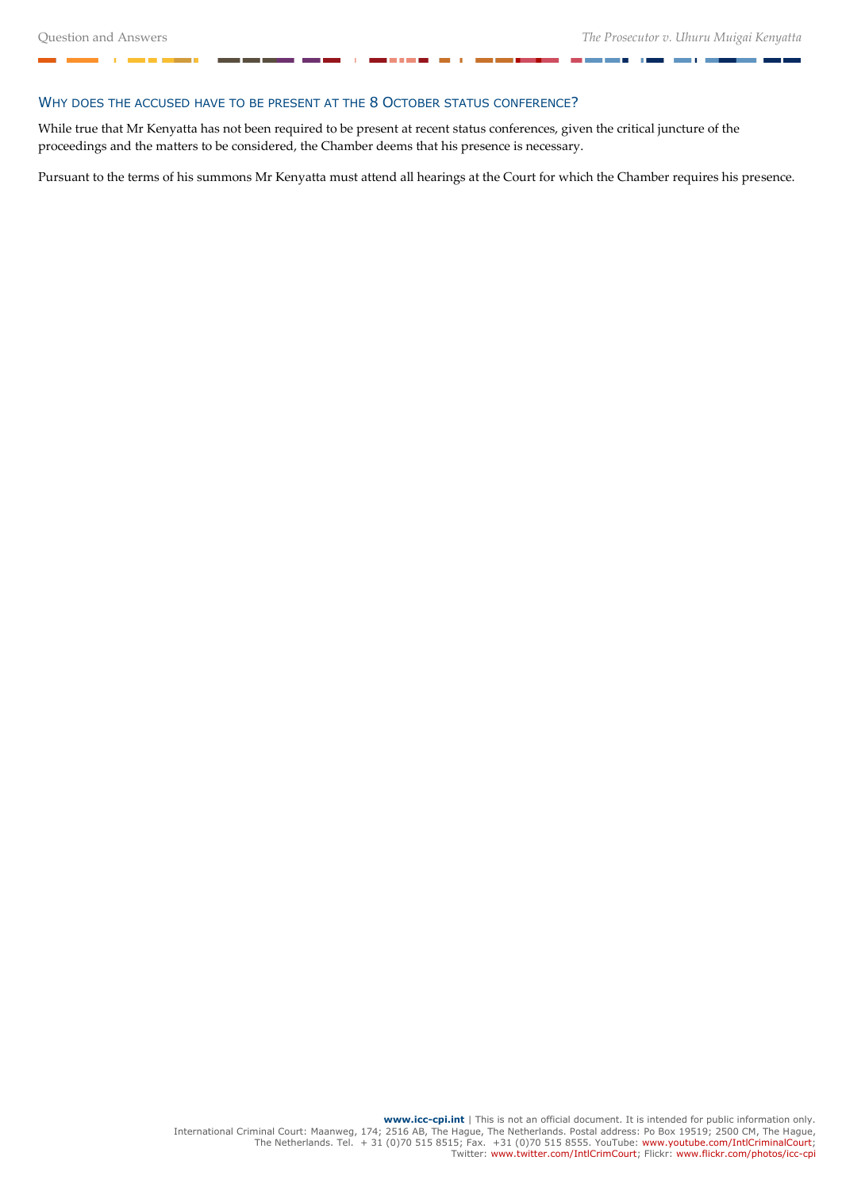## WHY DOES THE ACCUSED HAVE TO BE PRESENT AT THE 8 OCTOBER STATUS CONFERENCE?

While true that Mr Kenyatta has not been required to be present at recent status conferences, given the critical juncture of the proceedings and the matters to be considered, the Chamber deems that his presence is necessary.

Pursuant to the terms of his summons Mr Kenyatta must attend all hearings at the Court for which the Chamber requires his presence.